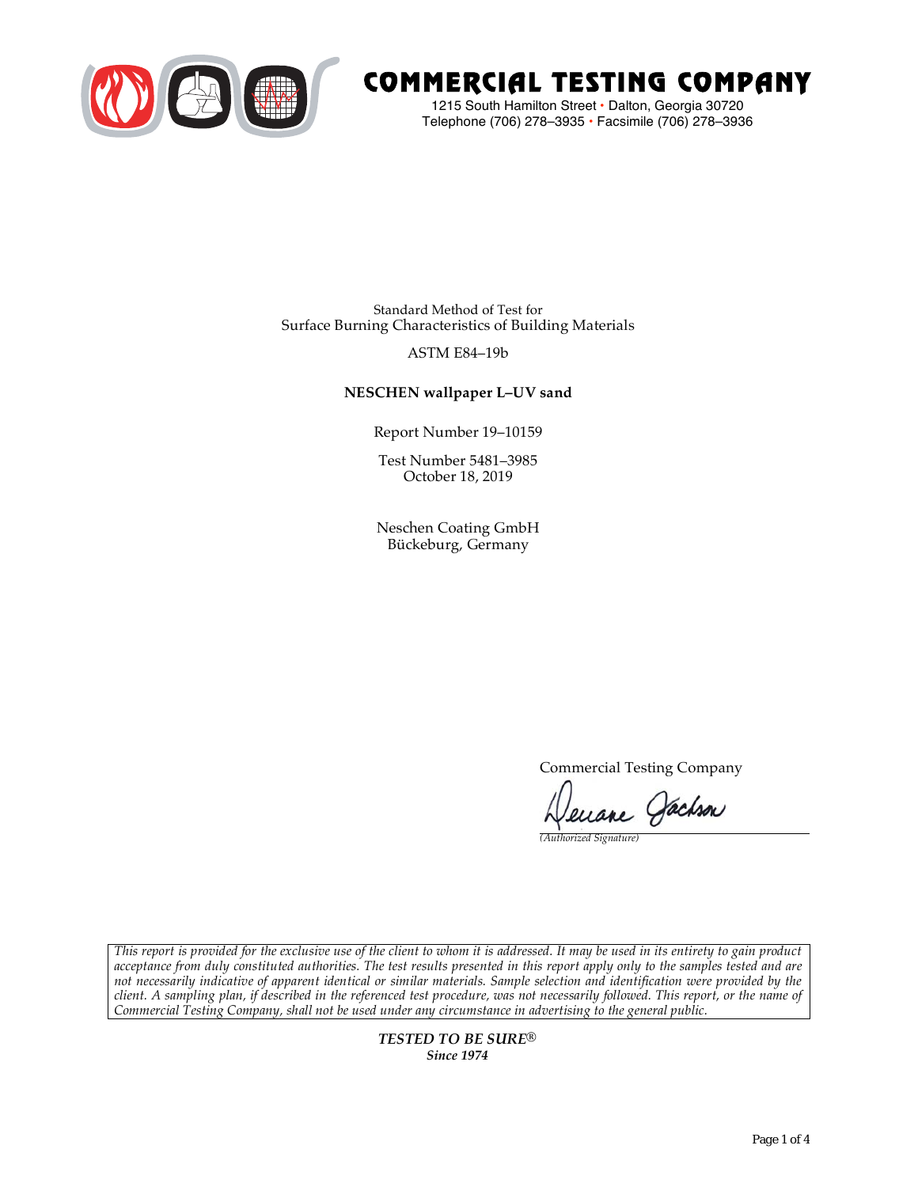# COMMERCIAL TESTING COMPANY

1215 South Hamilton Street • Dalton, Georgia 30720
Telephone (706) 278–3935 • Facsimile (706) 278–3936

Standard Method of Test for
Surface Burning Characteristics of Building Materials

ASTM E84–19b

**NESCHEN wallpaper L–UV sand**

Report Number 19–10159

Test Number 5481–3985
October 18, 2019

Neschen Coating GmbH
Bückeburg, Germany

Commercial Testing Company

*(Authorized Signature)*

*This report is provided for the exclusive use of the client to whom it is addressed. It may be used in its entirety to gain product acceptance from duly constituted authorities. The test results presented in this report apply only to the samples tested and are not necessarily indicative of apparent identical or similar materials. Sample selection and identification were provided by the client. A sampling plan, if described in the referenced test procedure, was not necessarily followed. This report, or the name of Commercial Testing Company, shall not be used under any circumstance in advertising to the general public.*

***TESTED TO BE SURE®***
***Since 1974***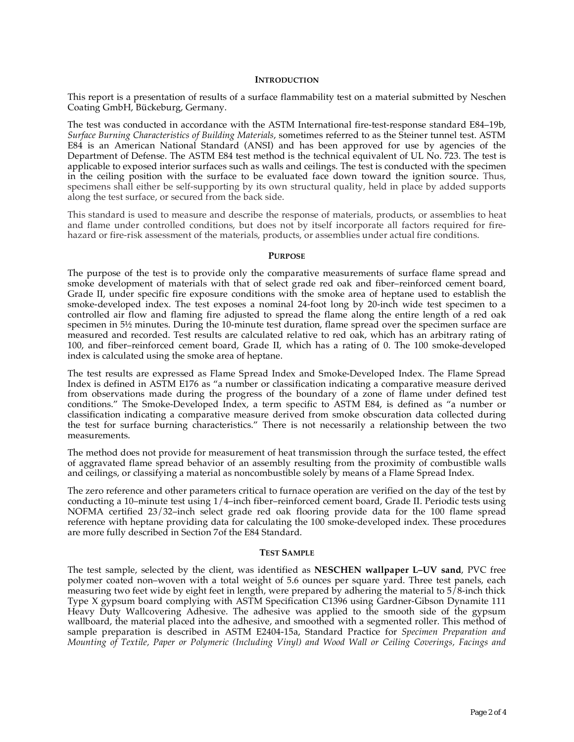## INTRODUCTION

This report is a presentation of results of a surface flammability test on a material submitted by Neschen Coating GmbH, Bückeburg, Germany.

The test was conducted in accordance with the ASTM International fire-test-response standard E84–19b, *Surface Burning Characteristics of Building Materials*, sometimes referred to as the Steiner tunnel test. ASTM E84 is an American National Standard (ANSI) and has been approved for use by agencies of the Department of Defense. The ASTM E84 test method is the technical equivalent of UL No. 723. The test is applicable to exposed interior surfaces such as walls and ceilings. The test is conducted with the specimen in the ceiling position with the surface to be evaluated face down toward the ignition source. Thus, specimens shall either be self-supporting by its own structural quality, held in place by added supports along the test surface, or secured from the back side.

This standard is used to measure and describe the response of materials, products, or assemblies to heat and flame under controlled conditions, but does not by itself incorporate all factors required for fire-hazard or fire-risk assessment of the materials, products, or assemblies under actual fire conditions.

## PURPOSE

The purpose of the test is to provide only the comparative measurements of surface flame spread and smoke development of materials with that of select grade red oak and fiber–reinforced cement board, Grade II, under specific fire exposure conditions with the smoke area of heptane used to establish the smoke-developed index. The test exposes a nominal 24-foot long by 20-inch wide test specimen to a controlled air flow and flaming fire adjusted to spread the flame along the entire length of a red oak specimen in 5½ minutes. During the 10-minute test duration, flame spread over the specimen surface are measured and recorded. Test results are calculated relative to red oak, which has an arbitrary rating of 100, and fiber–reinforced cement board, Grade II, which has a rating of 0. The 100 smoke-developed index is calculated using the smoke area of heptane.

The test results are expressed as Flame Spread Index and Smoke-Developed Index. The Flame Spread Index is defined in ASTM E176 as "a number or classification indicating a comparative measure derived from observations made during the progress of the boundary of a zone of flame under defined test conditions." The Smoke-Developed Index, a term specific to ASTM E84, is defined as "a number or classification indicating a comparative measure derived from smoke obscuration data collected during the test for surface burning characteristics." There is not necessarily a relationship between the two measurements.

The method does not provide for measurement of heat transmission through the surface tested, the effect of aggravated flame spread behavior of an assembly resulting from the proximity of combustible walls and ceilings, or classifying a material as noncombustible solely by means of a Flame Spread Index.

The zero reference and other parameters critical to furnace operation are verified on the day of the test by conducting a 10–minute test using 1/4–inch fiber–reinforced cement board, Grade II. Periodic tests using NOFMA certified 23/32–inch select grade red oak flooring provide data for the 100 flame spread reference with heptane providing data for calculating the 100 smoke-developed index. These procedures are more fully described in Section 7of the E84 Standard.

## TEST SAMPLE

The test sample, selected by the client, was identified as **NESCHEN wallpaper L–UV sand**, PVC free polymer coated non–woven with a total weight of 5.6 ounces per square yard. Three test panels, each measuring two feet wide by eight feet in length, were prepared by adhering the material to 5/8-inch thick Type X gypsum board complying with ASTM Specification C1396 using Gardner-Gibson Dynamite 111 Heavy Duty Wallcovering Adhesive. The adhesive was applied to the smooth side of the gypsum wallboard, the material placed into the adhesive, and smoothed with a segmented roller. This method of sample preparation is described in ASTM E2404-15a, Standard Practice for *Specimen Preparation and Mounting of Textile, Paper or Polymeric (Including Vinyl) and Wood Wall or Ceiling Coverings, Facings and*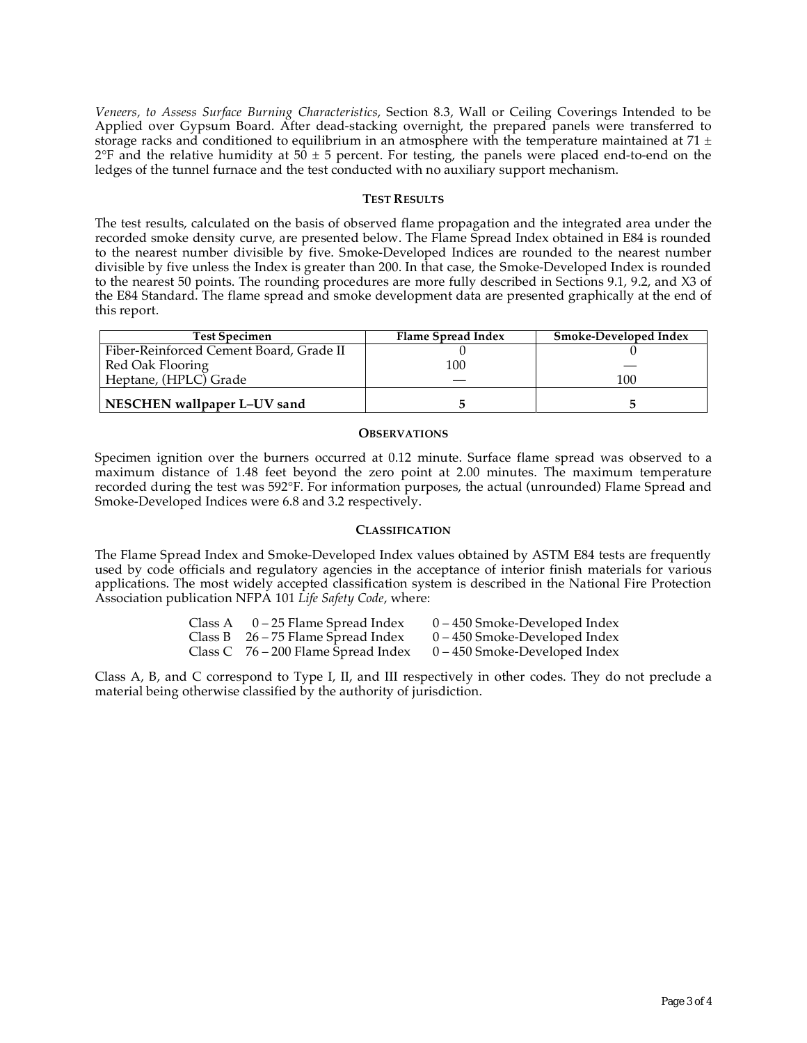*Veneers, to Assess Surface Burning Characteristics*, Section 8.3, Wall or Ceiling Coverings Intended to be Applied over Gypsum Board. After dead-stacking overnight, the prepared panels were transferred to storage racks and conditioned to equilibrium in an atmosphere with the temperature maintained at 71 ± 2°F and the relative humidity at 50 ± 5 percent. For testing, the panels were placed end-to-end on the ledges of the tunnel furnace and the test conducted with no auxiliary support mechanism.

## TEST RESULTS

The test results, calculated on the basis of observed flame propagation and the integrated area under the recorded smoke density curve, are presented below. The Flame Spread Index obtained in E84 is rounded to the nearest number divisible by five. Smoke-Developed Indices are rounded to the nearest number divisible by five unless the Index is greater than 200. In that case, the Smoke-Developed Index is rounded to the nearest 50 points. The rounding procedures are more fully described in Sections 9.1, 9.2, and X3 of the E84 Standard. The flame spread and smoke development data are presented graphically at the end of this report.

| Test Specimen | Flame Spread Index | Smoke-Developed Index |
|---|---|---|
| Fiber-Reinforced Cement Board, Grade II | 0 | 0 |
| Red Oak Flooring | 100 | — |
| Heptane, (HPLC) Grade | — | 100 |
| **NESCHEN wallpaper L–UV sand** | **5** | **5** |

## OBSERVATIONS

Specimen ignition over the burners occurred at 0.12 minute. Surface flame spread was observed to a maximum distance of 1.48 feet beyond the zero point at 2.00 minutes. The maximum temperature recorded during the test was 592°F. For information purposes, the actual (unrounded) Flame Spread and Smoke-Developed Indices were 6.8 and 3.2 respectively.

## CLASSIFICATION

The Flame Spread Index and Smoke-Developed Index values obtained by ASTM E84 tests are frequently used by code officials and regulatory agencies in the acceptance of interior finish materials for various applications. The most widely accepted classification system is described in the National Fire Protection Association publication NFPA 101 *Life Safety Code*, where:

| Class | Flame Spread Index | Smoke-Developed Index |
|---|---|---|
| Class A | 0 – 25 Flame Spread Index | 0 – 450 Smoke-Developed Index |
| Class B | 26 – 75 Flame Spread Index | 0 – 450 Smoke-Developed Index |
| Class C | 76 – 200 Flame Spread Index | 0 – 450 Smoke-Developed Index |

Class A, B, and C correspond to Type I, II, and III respectively in other codes. They do not preclude a material being otherwise classified by the authority of jurisdiction.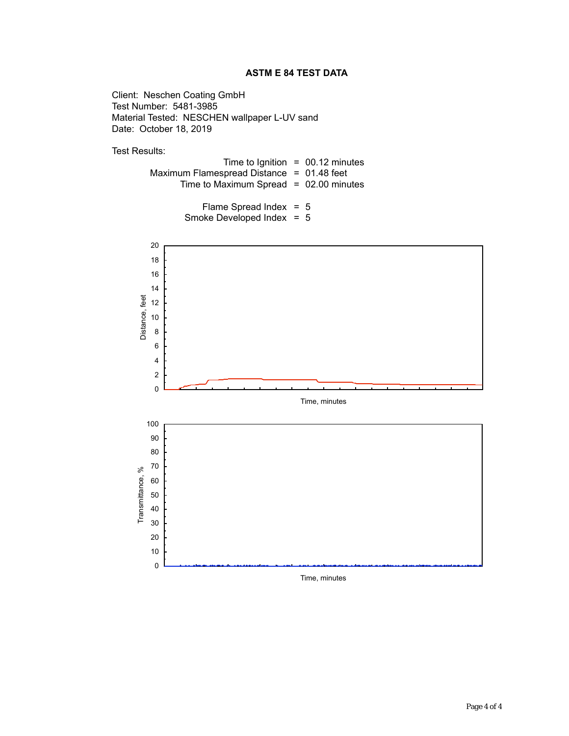# ASTM E 84 TEST DATA

Client: Neschen Coating GmbH
Test Number: 5481-3985
Material Tested: NESCHEN wallpaper L-UV sand
Date: October 18, 2019

Test Results:

Time to Ignition = 00.12 minutes
Maximum Flamespread Distance = 01.48 feet
Time to Maximum Spread = 02.00 minutes

Flame Spread Index = 5
Smoke Developed Index = 5

Distance, feet
20
18
16
14
12
10
8
6
4
2
0
Time, minutes

Transmittance, %
100
90
80
70
60
50
40
30
20
10
0
Time, minutes